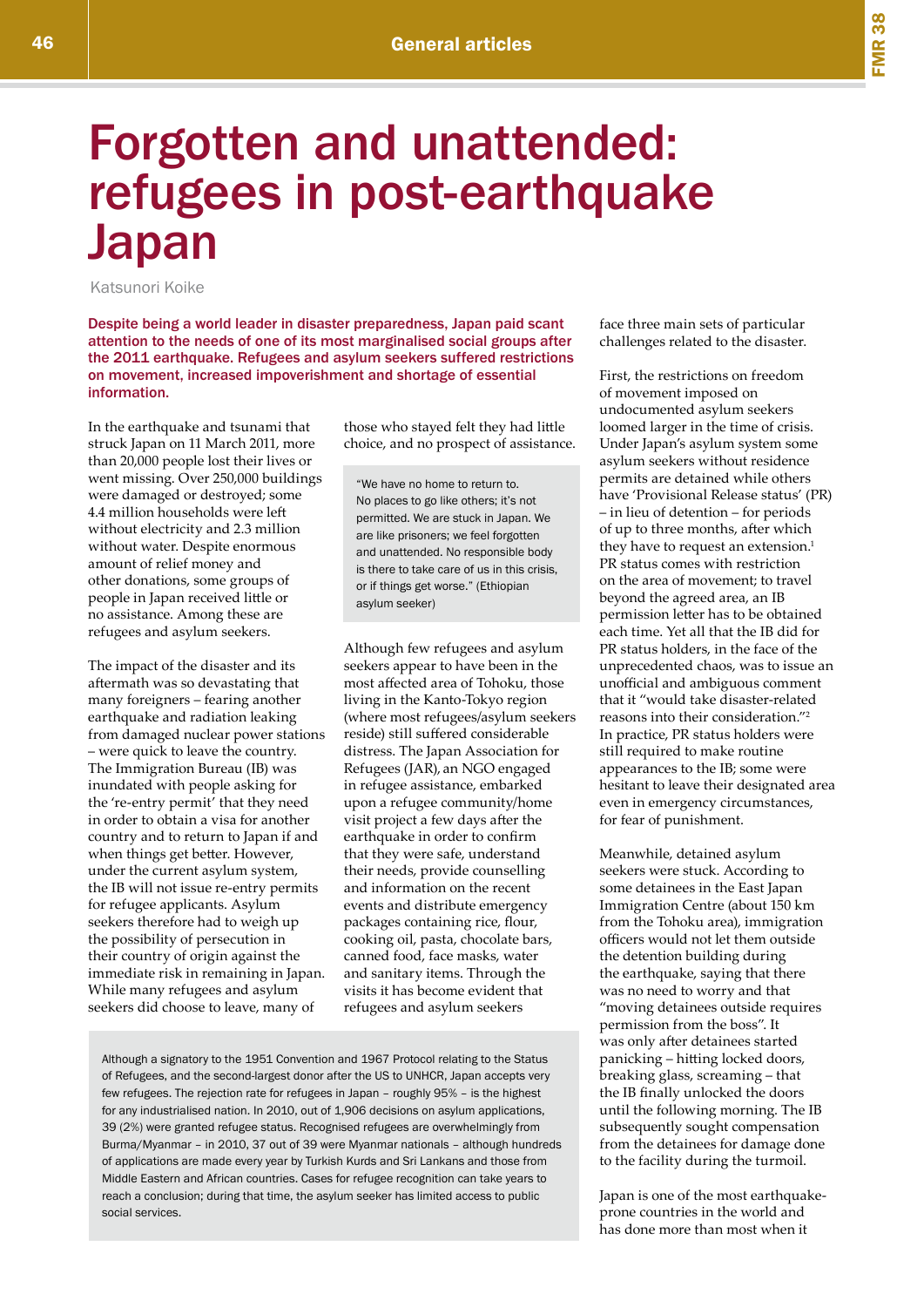# Forgotten and unattended: refugees in post-earthquake Japan

Katsunori Koike

**Despite being a world leader in disaster preparedness, Japan paid scant attention to the needs of one of its most marginalised social groups after the 2011 earthquake. Refugees and asylum seekers suffered restrictions on movement, increased impoverishment and shortage of essential information.**

In the earthquake and tsunami that struck Japan on 11 March 2011, more than 20,000 people lost their lives or went missing. Over 250,000 buildings were damaged or destroyed; some 4.4 million households were left without electricity and 2.3 million without water. Despite enormous amount of relief money and other donations, some groups of people in Japan received little or no assistance. Among these are refugees and asylum seekers.

The impact of the disaster and its aftermath was so devastating that many foreigners – fearing another earthquake and radiation leaking from damaged nuclear power stations – were quick to leave the country. The Immigration Bureau (IB) was inundated with people asking for the 're-entry permit' that they need in order to obtain a visa for another country and to return to Japan if and when things get better. However, under the current asylum system, the IB will not issue re-entry permits for refugee applicants. Asylum seekers therefore had to weigh up the possibility of persecution in their country of origin against the immediate risk in remaining in Japan. While many refugees and asylum seekers did choose to leave, many of those who stayed felt they had little choice, and no prospect of assistance.

> "We have no home to return to. No places to go like others; it's not permitted. We are stuck in Japan. We are like prisoners; we feel forgotten and unattended. No responsible body is there to take care of us in this crisis, or if things get worse." (Ethiopian asylum seeker)

Although few refugees and asylum seekers appear to have been in the most affected area of Tohoku, those living in the Kanto-Tokyo region (where most refugees/asylum seekers reside) still suffered considerable distress. The Japan Association for Refugees (JAR), an NGO engaged in refugee assistance, embarked upon a refugee community/home visit project a few days after the earthquake in order to confirm that they were safe, understand their needs, provide counselling and information on the recent events and distribute emergency packages containing rice, flour, cooking oil, pasta, chocolate bars, canned food, face masks, water and sanitary items. Through the visits it has become evident that refugees and asylum seekers face three main sets of particular challenges related to the disaster.

> Although a signatory to the 1951 Convention and 1967 Protocol relating to the Status of Refugees, and the second-largest donor after the US to UNHCR, Japan accepts very few refugees. The rejection rate for refugees in Japan – roughly 95% – is the highest for any industrialised nation. In 2010, out of 1,906 decisions on asylum applications, 39 (2%) were granted refugee status. Recognised refugees are overwhelmingly from Burma/Myanmar – in 2010, 37 out of 39 were Myanmar nationals – although hundreds of applications are made every year by Turkish Kurds and Sri Lankans and those from Middle Eastern and African countries. Cases for refugee recognition can take years to reach a conclusion; during that time, the asylum seeker has limited access to public social services.

First, the restrictions on freedom of movement imposed on undocumented asylum seekers loomed larger in the time of crisis. Under Japan's asylum system some asylum seekers without residence permits are detained while others have 'Provisional Release status' (PR) – in lieu of detention – for periods of up to three months, after which they have to request an extension.[1] PR status comes with restriction on the area of movement; to travel beyond the agreed area, an IB permission letter has to be obtained each time. Yet all that the IB did for PR status holders, in the face of the unprecedented chaos, was to issue an unofficial and ambiguous comment that it "would take disaster-related reasons into their consideration."[2] In practice, PR status holders were still required to make routine appearances to the IB; some were hesitant to leave their designated area even in emergency circumstances, for fear of punishment.

Meanwhile, detained asylum seekers were stuck. According to some detainees in the East Japan Immigration Centre (about 150 km from the Tohoku area), immigration officers would not let them outside the detention building during the earthquake, saying that there was no need to worry and that "moving detainees outside requires permission from the boss". It was only after detainees started panicking – hitting locked doors, breaking glass, screaming – that the IB finally unlocked the doors until the following morning. The IB subsequently sought compensation from the detainees for damage done to the facility during the turmoil.

Japan is one of the most earthquake-prone countries in the world and has done more than most when it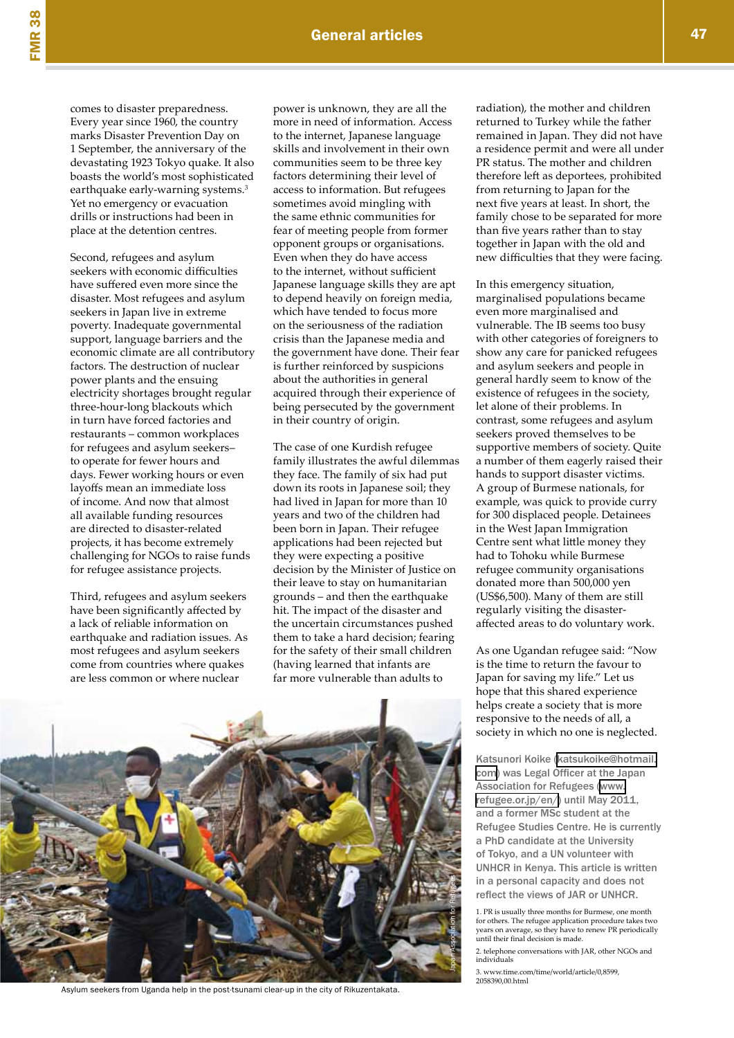comes to disaster preparedness. Every year since 1960, the country marks Disaster Prevention Day on 1 September, the anniversary of the devastating 1923 Tokyo quake. It also boasts the world's most sophisticated earthquake early-warning systems.[3] Yet no emergency or evacuation drills or instructions had been in place at the detention centres.

Second, refugees and asylum seekers with economic difficulties have suffered even more since the disaster. Most refugees and asylum seekers in Japan live in extreme poverty. Inadequate governmental support, language barriers and the economic climate are all contributory factors. The destruction of nuclear power plants and the ensuing electricity shortages brought regular three-hour-long blackouts which in turn have forced factories and restaurants – common workplaces for refugees and asylum seekers– to operate for fewer hours and days. Fewer working hours or even layoffs mean an immediate loss of income. And now that almost all available funding resources are directed to disaster-related projects, it has become extremely challenging for NGOs to raise funds for refugee assistance projects.

Third, refugees and asylum seekers have been significantly affected by a lack of reliable information on earthquake and radiation issues. As most refugees and asylum seekers come from countries where quakes are less common or where nuclear power is unknown, they are all the more in need of information. Access to the internet, Japanese language skills and involvement in their own communities seem to be three key factors determining their level of access to information. But refugees sometimes avoid mingling with the same ethnic communities for fear of meeting people from former opponent groups or organisations. Even when they do have access to the internet, without sufficient Japanese language skills they are apt to depend heavily on foreign media, which have tended to focus more on the seriousness of the radiation crisis than the Japanese media and the government have done. Their fear is further reinforced by suspicions about the authorities in general acquired through their experience of being persecuted by the government in their country of origin.

The case of one Kurdish refugee family illustrates the awful dilemmas they face. The family of six had put down its roots in Japanese soil; they had lived in Japan for more than 10 years and two of the children had been born in Japan. Their refugee applications had been rejected but they were expecting a positive decision by the Minister of Justice on their leave to stay on humanitarian grounds – and then the earthquake hit. The impact of the disaster and the uncertain circumstances pushed them to take a hard decision; fearing for the safety of their small children (having learned that infants are far more vulnerable than adults to radiation), the mother and children returned to Turkey while the father remained in Japan. They did not have a residence permit and were all under PR status. The mother and children therefore left as deportees, prohibited from returning to Japan for the next five years at least. In short, the family chose to be separated for more than five years rather than to stay together in Japan with the old and new difficulties that they were facing.

In this emergency situation, marginalised populations became even more marginalised and vulnerable. The IB seems too busy with other categories of foreigners to show any care for panicked refugees and asylum seekers and people in general hardly seem to know of the existence of refugees in the society, let alone of their problems. In contrast, some refugees and asylum seekers proved themselves to be supportive members of society. Quite a number of them eagerly raised their hands to support disaster victims. A group of Burmese nationals, for example, was quick to provide curry for 300 displaced people. Detainees in the West Japan Immigration Centre sent what little money they had to Tohoku while Burmese refugee community organisations donated more than 500,000 yen (US$6,500). Many of them are still regularly visiting the disaster-affected areas to do voluntary work.

As one Ugandan refugee said: "Now is the time to return the favour to Japan for saving my life." Let us hope that this shared experience helps create a society that is more responsive to the needs of all, a society in which no one is neglected.

Asylum seekers from Uganda help in the post-tsunami clear-up in the city of Rikuzentakata.

Katsunori Koike (katsukoike@hotmail.com) was Legal Officer at the Japan Association for Refugees (www.refugee.or.jp/en/) until May 2011, and a former MSc student at the Refugee Studies Centre. He is currently a PhD candidate at the University of Tokyo, and a UN volunteer with UNHCR in Kenya. This article is written in a personal capacity and does not reflect the views of JAR or UNHCR.

1. PR is usually three months for Burmese, one month for others. The refugee application procedure takes two years on average, so they have to renew PR periodically until their final decision is made.

2. telephone conversations with JAR, other NGOs and individuals

3. www.time.com/time/world/article/0,8599,2058390,00.html